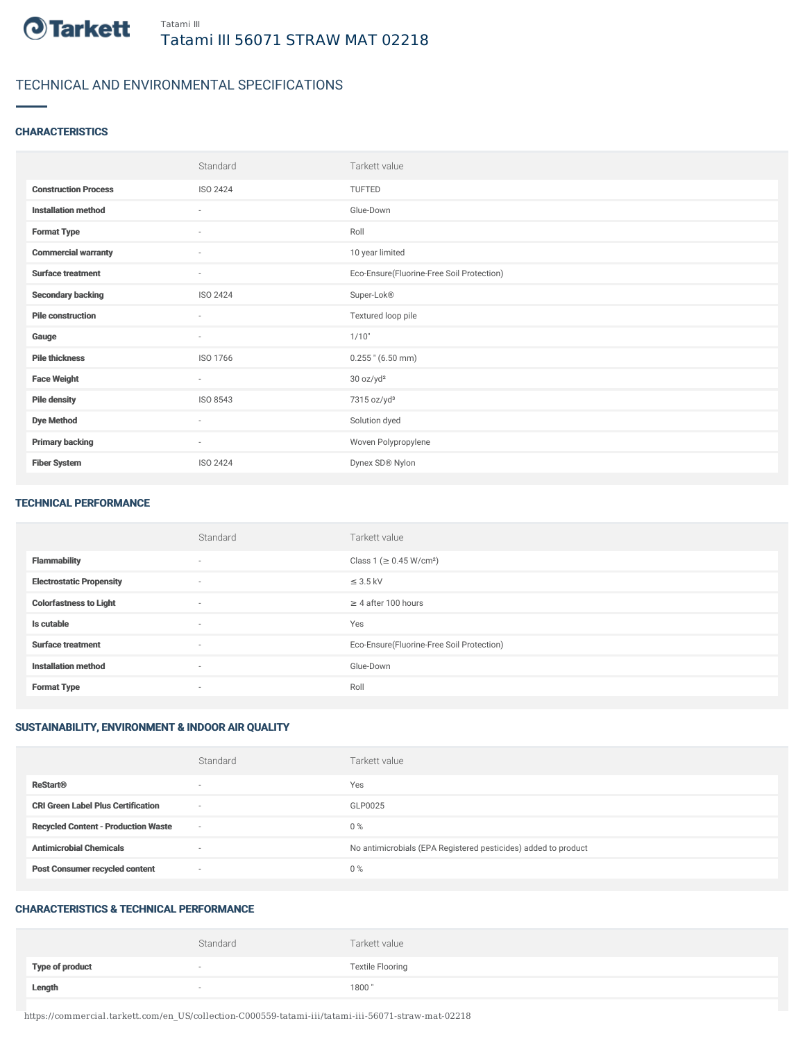Tatami III

# Tatami III 56071 STRAW MAT 02218

## TECHNICAL AND ENVIRONMENTAL SPECIFICATIONS

### CHARACTERISTICS

| | Standard | Tarkett value |
|---|---|---|
| **Construction Process** | ISO 2424 | TUFTED |
| **Installation method** | - | Glue-Down |
| **Format Type** | - | Roll |
| **Commercial warranty** | - | 10 year limited |
| **Surface treatment** | - | Eco-Ensure(Fluorine-Free Soil Protection) |
| **Secondary backing** | ISO 2424 | Super-Lok® |
| **Pile construction** | - | Textured loop pile |
| **Gauge** | - | 1/10" |
| **Pile thickness** | ISO 1766 | 0.255 " (6.50 mm) |
| **Face Weight** | - | 30 oz/yd² |
| **Pile density** | ISO 8543 | 7315 oz/yd³ |
| **Dye Method** | - | Solution dyed |
| **Primary backing** | - | Woven Polypropylene |
| **Fiber System** | ISO 2424 | Dynex SD® Nylon |

### TECHNICAL PERFORMANCE

| | Standard | Tarkett value |
|---|---|---|
| **Flammability** | - | Class 1 (≥ 0.45 W/cm²) |
| **Electrostatic Propensity** | - | ≤ 3.5 kV |
| **Colorfastness to Light** | - | ≥ 4 after 100 hours |
| **Is cutable** | - | Yes |
| **Surface treatment** | - | Eco-Ensure(Fluorine-Free Soil Protection) |
| **Installation method** | - | Glue-Down |
| **Format Type** | - | Roll |

### SUSTAINABILITY, ENVIRONMENT & INDOOR AIR QUALITY

| | Standard | Tarkett value |
|---|---|---|
| **ReStart®** | - | Yes |
| **CRI Green Label Plus Certification** | - | GLP0025 |
| **Recycled Content - Production Waste** | - | 0 % |
| **Antimicrobial Chemicals** | - | No antimicrobials (EPA Registered pesticides) added to product |
| **Post Consumer recycled content** | - | 0 % |

### CHARACTERISTICS & TECHNICAL PERFORMANCE

| | Standard | Tarkett value |
|---|---|---|
| **Type of product** | - | Textile Flooring |
| **Length** | - | 1800 " |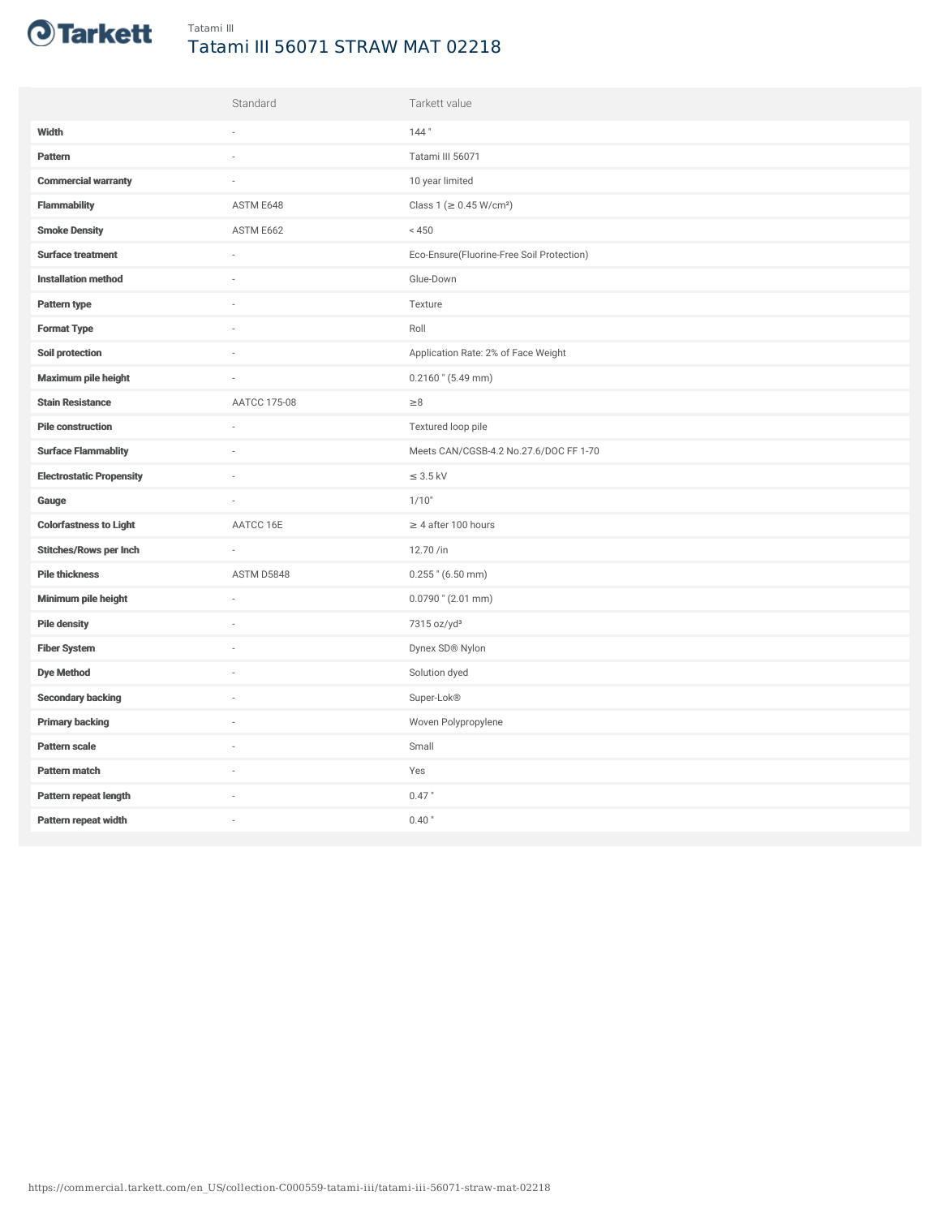Tatami III

# Tatami III 56071 STRAW MAT 02218

| | Standard | Tarkett value |
|---|---|---|
| **Width** | - | 144 " |
| **Pattern** | - | Tatami III 56071 |
| **Commercial warranty** | - | 10 year limited |
| **Flammability** | ASTM E648 | Class 1 (≥ 0.45 W/cm²) |
| **Smoke Density** | ASTM E662 | < 450 |
| **Surface treatment** | - | Eco-Ensure(Fluorine-Free Soil Protection) |
| **Installation method** | - | Glue-Down |
| **Pattern type** | - | Texture |
| **Format Type** | - | Roll |
| **Soil protection** | - | Application Rate: 2% of Face Weight |
| **Maximum pile height** | - | 0.2160 " (5.49 mm) |
| **Stain Resistance** | AATCC 175-08 | ≥8 |
| **Pile construction** | - | Textured loop pile |
| **Surface Flammablity** | - | Meets CAN/CGSB-4.2 No.27.6/DOC FF 1-70 |
| **Electrostatic Propensity** | - | ≤ 3.5 kV |
| **Gauge** | - | 1/10" |
| **Colorfastness to Light** | AATCC 16E | ≥ 4 after 100 hours |
| **Stitches/Rows per Inch** | - | 12.70 /in |
| **Pile thickness** | ASTM D5848 | 0.255 " (6.50 mm) |
| **Minimum pile height** | - | 0.0790 " (2.01 mm) |
| **Pile density** | - | 7315 oz/yd³ |
| **Fiber System** | - | Dynex SD® Nylon |
| **Dye Method** | - | Solution dyed |
| **Secondary backing** | - | Super-Lok® |
| **Primary backing** | - | Woven Polypropylene |
| **Pattern scale** | - | Small |
| **Pattern match** | - | Yes |
| **Pattern repeat length** | - | 0.47 " |
| **Pattern repeat width** | - | 0.40 " |